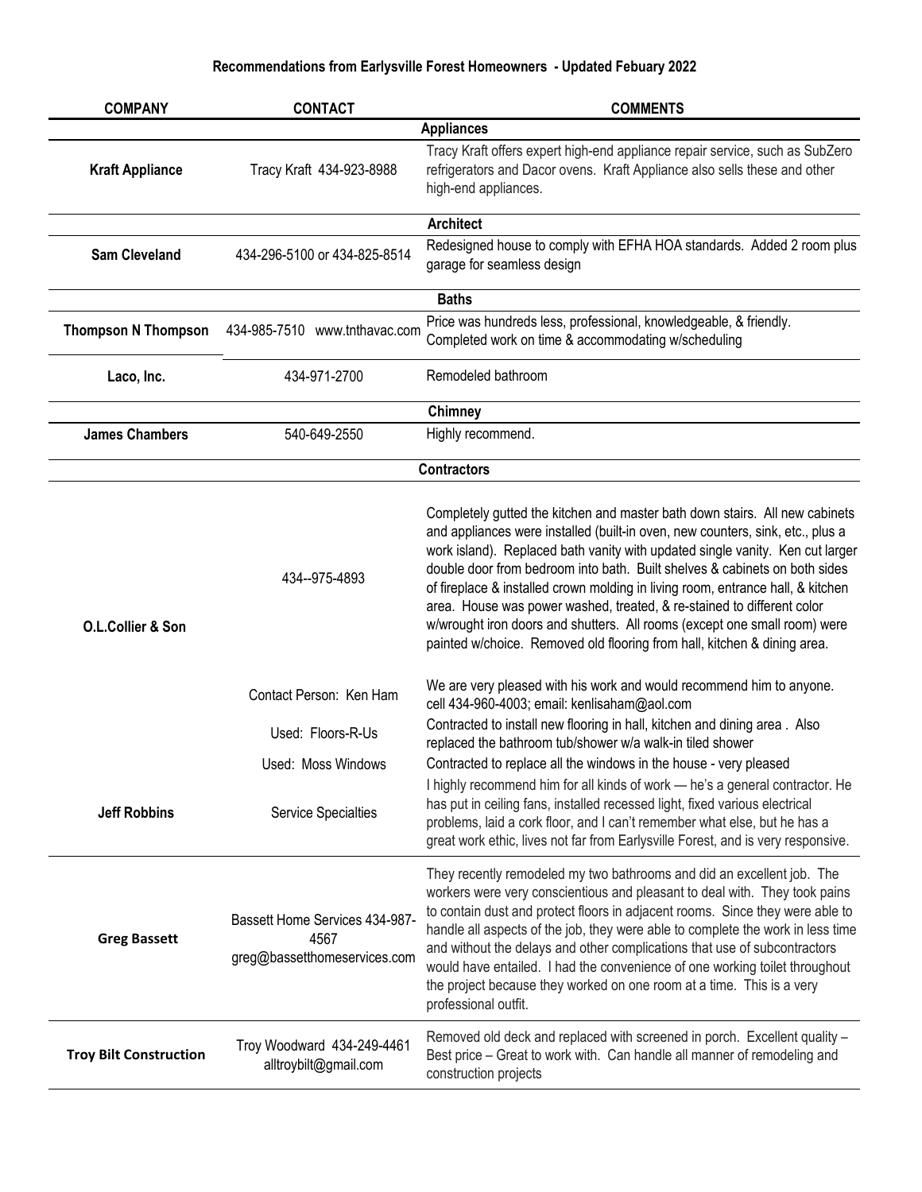## Recommendations from Earlysville Forest Homeowners - Updated Febuary 2022

| COMPANY | CONTACT | COMMENTS |
|---|---|---|
| | | **Appliances** |
| **Kraft Appliance** | Tracy Kraft 434-923-8988 | Tracy Kraft offers expert high-end appliance repair service, such as SubZero refrigerators and Dacor ovens. Kraft Appliance also sells these and other high-end appliances. |
| | | **Architect** |
| **Sam Cleveland** | 434-296-5100 or 434-825-8514 | Redesigned house to comply with EFHA HOA standards. Added 2 room plus garage for seamless design |
| | | **Baths** |
| **Thompson N Thompson** | 434-985-7510 www.tnthavac.com | Price was hundreds less, professional, knowledgeable, & friendly. Completed work on time & accommodating w/scheduling |
| **Laco, Inc.** | 434-971-2700 | Remodeled bathroom |
| | | **Chimney** |
| **James Chambers** | 540-649-2550 | Highly recommend. |
| | | **Contractors** |
| **O.L.Collier & Son** | 434--975-4893 | Completely gutted the kitchen and master bath down stairs. All new cabinets and appliances were installed (built-in oven, new counters, sink, etc., plus a work island). Replaced bath vanity with updated single vanity. Ken cut larger double door from bedroom into bath. Built shelves & cabinets on both sides of fireplace & installed crown molding in living room, entrance hall, & kitchen area. House was power washed, treated, & re-stained to different color w/wrought iron doors and shutters. All rooms (except one small room) were painted w/choice. Removed old flooring from hall, kitchen & dining area. |
| | Contact Person: Ken Ham | We are very pleased with his work and would recommend him to anyone. cell 434-960-4003; email: kenlisaham@aol.com |
| | Used: Floors-R-Us | Contracted to install new flooring in hall, kitchen and dining area . Also replaced the bathroom tub/shower w/a walk-in tiled shower |
| | Used: Moss Windows | Contracted to replace all the windows in the house - very pleased |
| **Jeff Robbins** | Service Specialties | I highly recommend him for all kinds of work — he's a general contractor. He has put in ceiling fans, installed recessed light, fixed various electrical problems, laid a cork floor, and I can't remember what else, but he has a great work ethic, lives not far from Earlysville Forest, and is very responsive. |
| **Greg Bassett** | Bassett Home Services 434-987-4567 greg@bassetthomeservices.com | They recently remodeled my two bathrooms and did an excellent job. The workers were very conscientious and pleasant to deal with. They took pains to contain dust and protect floors in adjacent rooms. Since they were able to handle all aspects of the job, they were able to complete the work in less time and without the delays and other complications that use of subcontractors would have entailed. I had the convenience of one working toilet throughout the project because they worked on one room at a time. This is a very professional outfit. |
| **Troy Bilt Construction** | Troy Woodward 434-249-4461 alltroybilt@gmail.com | Removed old deck and replaced with screened in porch. Excellent quality – Best price – Great to work with. Can handle all manner of remodeling and construction projects |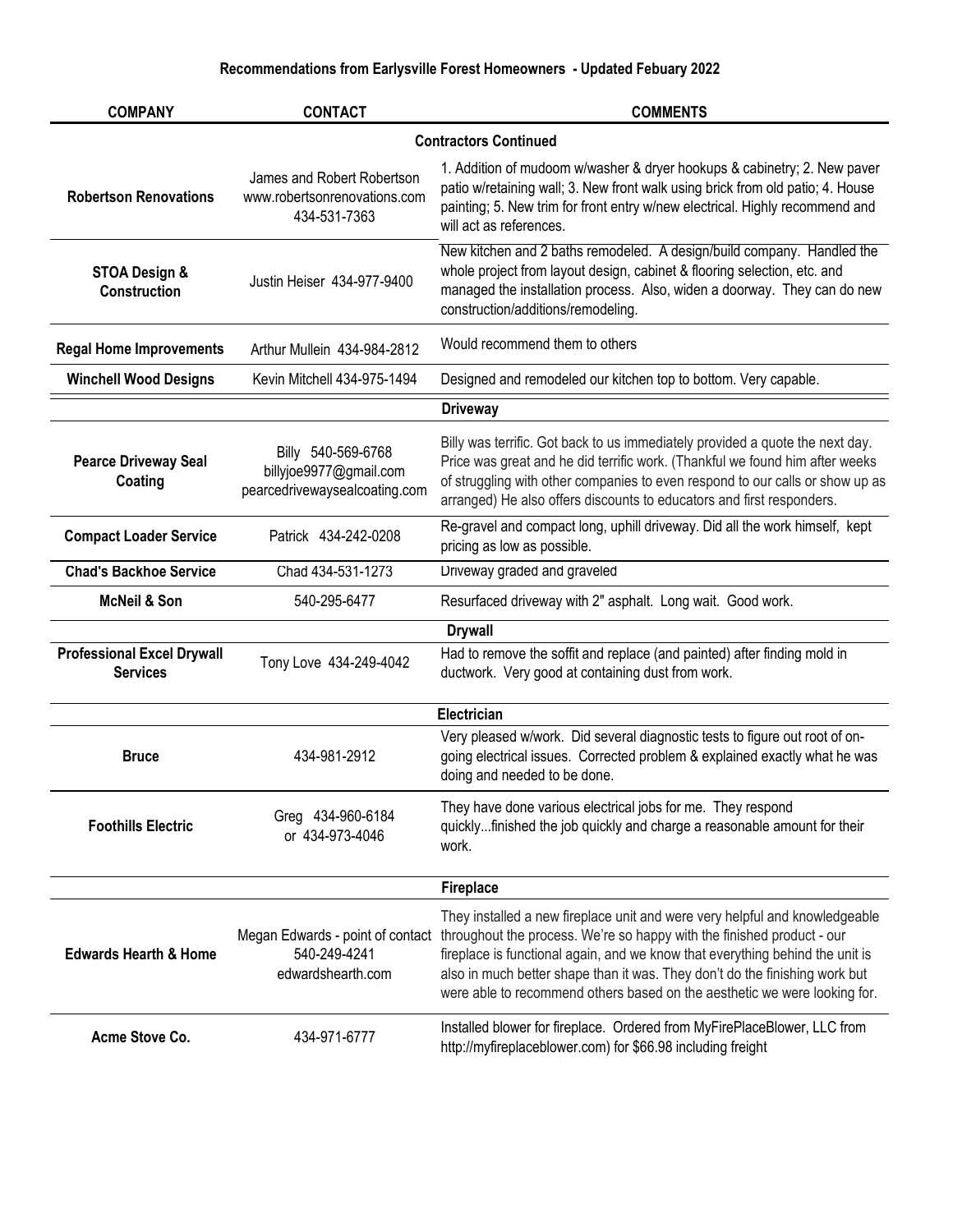**Recommendations from Earlysville Forest Homeowners - Updated Febuary 2022**

| COMPANY | CONTACT | COMMENTS |
|---|---|---|
| | **Contractors Continued** | |
| **Robertson Renovations** | James and Robert Robertson www.robertsonrenovations.com 434-531-7363 | 1. Addition of mudoom w/washer & dryer hookups & cabinetry; 2. New paver patio w/retaining wall; 3. New front walk using brick from old patio; 4. House painting; 5. New trim for front entry w/new electrical. Highly recommend and will act as references. |
| **STOA Design & Construction** | Justin Heiser 434-977-9400 | New kitchen and 2 baths remodeled. A design/build company. Handled the whole project from layout design, cabinet & flooring selection, etc. and managed the installation process. Also, widen a doorway. They can do new construction/additions/remodeling. |
| **Regal Home Improvements** | Arthur Mullein 434-984-2812 | Would recommend them to others |
| **Winchell Wood Designs** | Kevin Mitchell 434-975-1494 | Designed and remodeled our kitchen top to bottom. Very capable. |
| | **Driveway** | |
| **Pearce Driveway Seal Coating** | Billy 540-569-6768 billyjoe9977@gmail.com pearcedrivewaysealcoating.com | Billy was terrific. Got back to us immediately provided a quote the next day. Price was great and he did terrific work. (Thankful we found him after weeks of struggling with other companies to even respond to our calls or show up as arranged) He also offers discounts to educators and first responders. |
| **Compact Loader Service** | Patrick 434-242-0208 | Re-gravel and compact long, uphill driveway. Did all the work himself, kept pricing as low as possible. |
| **Chad's Backhoe Service** | Chad 434-531-1273 | Driveway graded and graveled |
| **McNeil & Son** | 540-295-6477 | Resurfaced driveway with 2" asphalt. Long wait. Good work. |
| | **Drywall** | |
| **Professional Excel Drywall Services** | Tony Love 434-249-4042 | Had to remove the soffit and replace (and painted) after finding mold in ductwork. Very good at containing dust from work. |
| | **Electrician** | |
| **Bruce** | 434-981-2912 | Very pleased w/work. Did several diagnostic tests to figure out root of on-going electrical issues. Corrected problem & explained exactly what he was doing and needed to be done. |
| **Foothills Electric** | Greg 434-960-6184 or 434-973-4046 | They have done various electrical jobs for me. They respond quickly...finished the job quickly and charge a reasonable amount for their work. |
| | **Fireplace** | |
| **Edwards Hearth & Home** | Megan Edwards - point of contact 540-249-4241 edwardshearth.com | They installed a new fireplace unit and were very helpful and knowledgeable throughout the process. We're so happy with the finished product - our fireplace is functional again, and we know that everything behind the unit is also in much better shape than it was. They don't do the finishing work but were able to recommend others based on the aesthetic we were looking for. |
| **Acme Stove Co.** | 434-971-6777 | Installed blower for fireplace. Ordered from MyFirePlaceBlower, LLC from http://myfireplaceblower.com) for $66.98 including freight |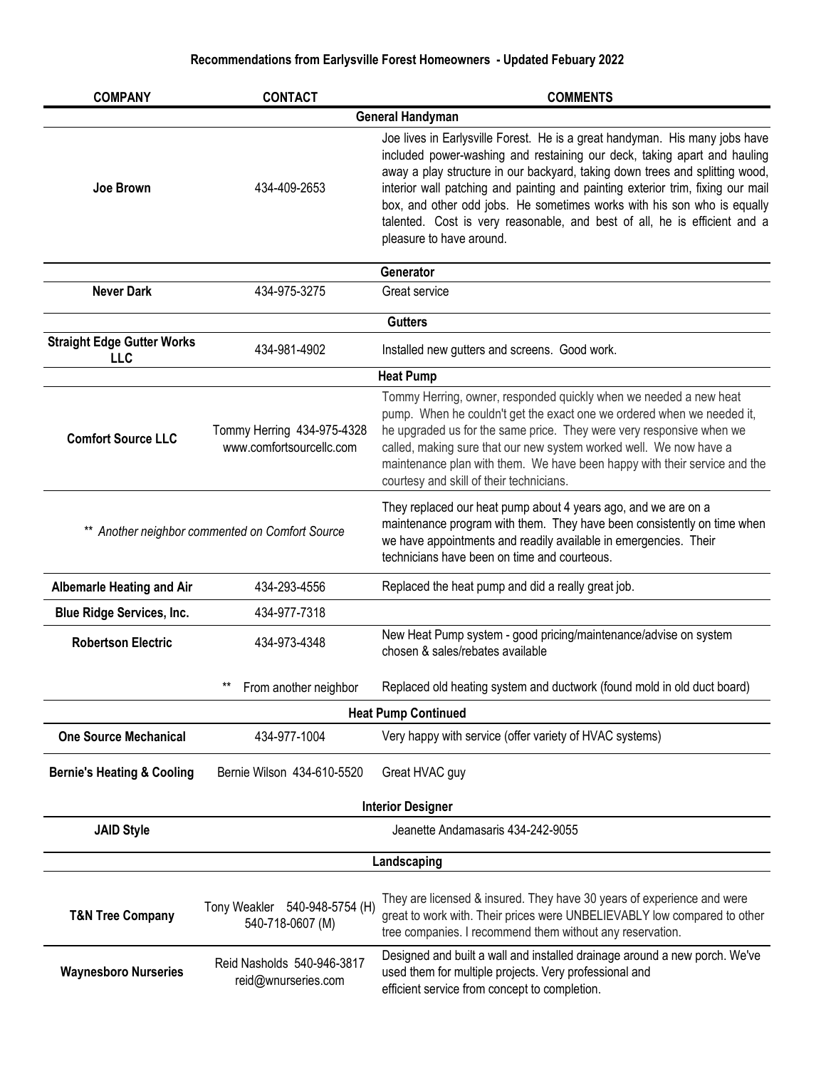### Recommendations from Earlysville Forest Homeowners - Updated Febuary 2022

| COMPANY | CONTACT | COMMENTS |
|---|---|---|
| **General Handyman** | | |
| **Joe Brown** | 434-409-2653 | Joe lives in Earlysville Forest. He is a great handyman. His many jobs have included power-washing and restaining our deck, taking apart and hauling away a play structure in our backyard, taking down trees and splitting wood, interior wall patching and painting and painting exterior trim, fixing our mail box, and other odd jobs. He sometimes works with his son who is equally talented. Cost is very reasonable, and best of all, he is efficient and a pleasure to have around. |
| **Generator** | | |
| **Never Dark** | 434-975-3275 | Great service |
| **Gutters** | | |
| **Straight Edge Gutter Works LLC** | 434-981-4902 | Installed new gutters and screens. Good work. |
| **Heat Pump** | | |
| **Comfort Source LLC** | Tommy Herring 434-975-4328 www.comfortsourcellc.com | Tommy Herring, owner, responded quickly when we needed a new heat pump. When he couldn't get the exact one we ordered when we needed it, he upgraded us for the same price. They were very responsive when we called, making sure that our new system worked well. We now have a maintenance plan with them. We have been happy with their service and the courtesy and skill of their technicians. |
| *\*\* Another neighbor commented on Comfort Source* | | They replaced our heat pump about 4 years ago, and we are on a maintenance program with them. They have been consistently on time when we have appointments and readily available in emergencies. Their technicians have been on time and courteous. |
| **Albemarle Heating and Air** | 434-293-4556 | Replaced the heat pump and did a really great job. |
| **Blue Ridge Services, Inc.** | 434-977-7318 | |
| **Robertson Electric** | 434-973-4348 | New Heat Pump system - good pricing/maintenance/advise on system chosen & sales/rebates available |
| | ** From another neighbor | Replaced old heating system and ductwork (found mold in old duct board) |
| **Heat Pump Continued** | | |
| **One Source Mechanical** | 434-977-1004 | Very happy with service (offer variety of HVAC systems) |
| **Bernie's Heating & Cooling** | Bernie Wilson 434-610-5520 | Great HVAC guy |
| **Interior Designer** | | |
| **JAID Style** | Jeanette Andamasaris 434-242-9055 | |
| **Landscaping** | | |
| **T&N Tree Company** | Tony Weakler 540-948-5754 (H) 540-718-0607 (M) | They are licensed & insured. They have 30 years of experience and were great to work with. Their prices were UNBELIEVABLY low compared to other tree companies. I recommend them without any reservation. |
| **Waynesboro Nurseries** | Reid Nasholds 540-946-3817 reid@wnurseries.com | Designed and built a wall and installed drainage around a new porch. We've used them for multiple projects. Very professional and efficient service from concept to completion. |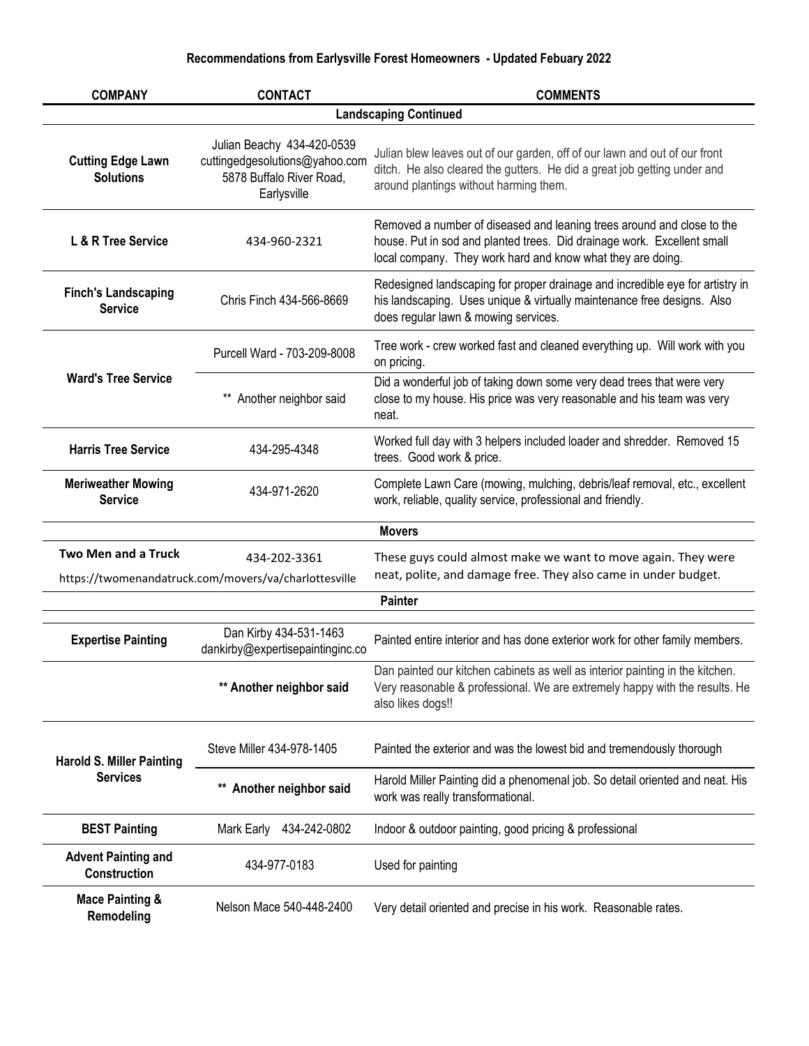## Recommendations from Earlysville Forest Homeowners - Updated Febuary 2022

| COMPANY | CONTACT | COMMENTS |
|---|---|---|
| **Landscaping Continued** | | |
| **Cutting Edge Lawn Solutions** | Julian Beachy 434-420-0539 cuttingedgesolutions@yahoo.com 5878 Buffalo River Road, Earlysville | Julian blew leaves out of our garden, off of our lawn and out of our front ditch. He also cleared the gutters. He did a great job getting under and around plantings without harming them. |
| **L & R Tree Service** | 434-960-2321 | Removed a number of diseased and leaning trees around and close to the house. Put in sod and planted trees. Did drainage work. Excellent small local company. They work hard and know what they are doing. |
| **Finch's Landscaping Service** | Chris Finch 434-566-8669 | Redesigned landscaping for proper drainage and incredible eye for artistry in his landscaping. Uses unique & virtually maintenance free designs. Also does regular lawn & mowing services. |
| **Ward's Tree Service** | Purcell Ward - 703-209-8008 | Tree work - crew worked fast and cleaned everything up. Will work with you on pricing. |
| | ** Another neighbor said | Did a wonderful job of taking down some very dead trees that were very close to my house. His price was very reasonable and his team was very neat. |
| **Harris Tree Service** | 434-295-4348 | Worked full day with 3 helpers included loader and shredder. Removed 15 trees. Good work & price. |
| **Meriweather Mowing Service** | 434-971-2620 | Complete Lawn Care (mowing, mulching, debris/leaf removal, etc., excellent work, reliable, quality service, professional and friendly. |
| **Movers** | | |
| **Two Men and a Truck** https://twomenandatruck.com/movers/va/charlottesville | 434-202-3361 | These guys could almost make we want to move again. They were neat, polite, and damage free. They also came in under budget. |
| **Painter** | | |
| **Expertise Painting** | Dan Kirby 434-531-1463 dankirby@expertisepaintinginc.co | Painted entire interior and has done exterior work for other family members. |
| | **** Another neighbor said** | Dan painted our kitchen cabinets as well as interior painting in the kitchen. Very reasonable & professional. We are extremely happy with the results. He also likes dogs!! |
| **Harold S. Miller Painting Services** | Steve Miller 434-978-1405 | Painted the exterior and was the lowest bid and tremendously thorough |
| | **** Another neighbor said** | Harold Miller Painting did a phenomenal job. So detail oriented and neat. His work was really transformational. |
| **BEST Painting** | Mark Early 434-242-0802 | Indoor & outdoor painting, good pricing & professional |
| **Advent Painting and Construction** | 434-977-0183 | Used for painting |
| **Mace Painting & Remodeling** | Nelson Mace 540-448-2400 | Very detail oriented and precise in his work. Reasonable rates. |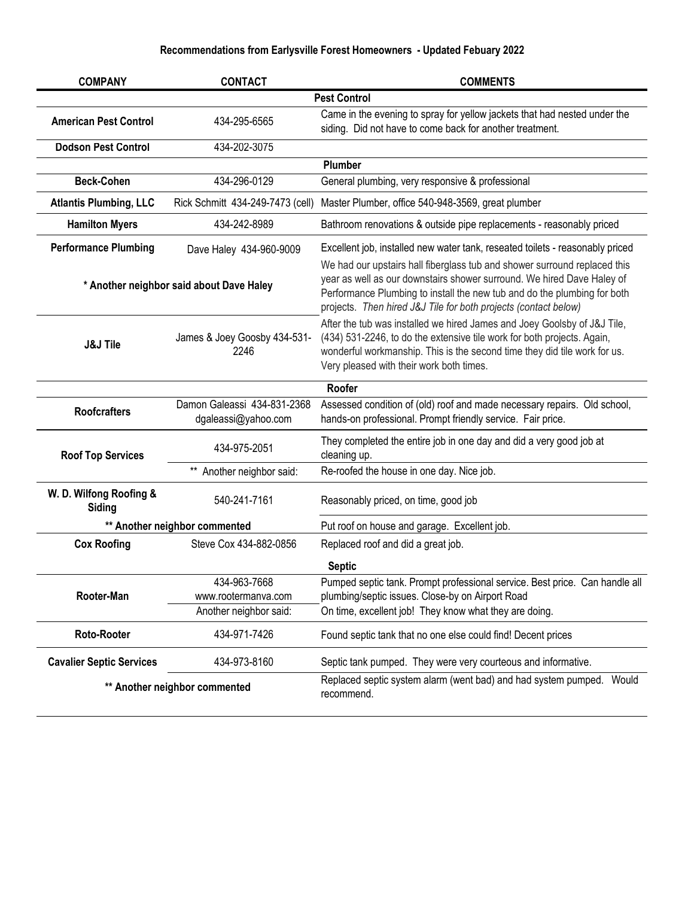**Recommendations from Earlysville Forest Homeowners - Updated Febuary 2022**

| COMPANY | CONTACT | COMMENTS |
|---|---|---|
| | **Pest Control** | |
| **American Pest Control** | 434-295-6565 | Came in the evening to spray for yellow jackets that had nested under the siding. Did not have to come back for another treatment. |
| **Dodson Pest Control** | 434-202-3075 | |
| | **Plumber** | |
| **Beck-Cohen** | 434-296-0129 | General plumbing, very responsive & professional |
| **Atlantis Plumbing, LLC** | Rick Schmitt 434-249-7473 (cell) | Master Plumber, office 540-948-3569, great plumber |
| **Hamilton Myers** | 434-242-8989 | Bathroom renovations & outside pipe replacements - reasonably priced |
| **Performance Plumbing** | Dave Haley 434-960-9009 | Excellent job, installed new water tank, reseated toilets - reasonably priced |
| **\* Another neighbor said about Dave Haley** | | We had our upstairs hall fiberglass tub and shower surround replaced this year as well as our downstairs shower surround. We hired Dave Haley of Performance Plumbing to install the new tub and do the plumbing for both projects. *Then hired J&J Tile for both projects (contact below)* |
| **J&J Tile** | James & Joey Goosby 434-531-2246 | After the tub was installed we hired James and Joey Goolsby of J&J Tile, (434) 531-2246, to do the extensive tile work for both projects. Again, wonderful workmanship. This is the second time they did tile work for us. Very pleased with their work both times. |
| | **Roofer** | |
| **Roofcrafters** | Damon Galeassi 434-831-2368 dgaleassi@yahoo.com | Assessed condition of (old) roof and made necessary repairs. Old school, hands-on professional. Prompt friendly service. Fair price. |
| **Roof Top Services** | 434-975-2051 | They completed the entire job in one day and did a very good job at cleaning up. |
| | ** Another neighbor said: | Re-roofed the house in one day. Nice job. |
| **W. D. Wilfong Roofing & Siding** | 540-241-7161 | Reasonably priced, on time, good job |
| **** Another neighbor commented** | | Put roof on house and garage. Excellent job. |
| **Cox Roofing** | Steve Cox 434-882-0856 | Replaced roof and did a great job. |
| | **Septic** | |
| **Rooter-Man** | 434-963-7668 www.rootermanva.com | Pumped septic tank. Prompt professional service. Best price. Can handle all plumbing/septic issues. Close-by on Airport Road |
| | Another neighbor said: | On time, excellent job! They know what they are doing. |
| **Roto-Rooter** | 434-971-7426 | Found septic tank that no one else could find! Decent prices |
| **Cavalier Septic Services** | 434-973-8160 | Septic tank pumped. They were very courteous and informative. |
| **** Another neighbor commented** | | Replaced septic system alarm (went bad) and had system pumped. Would recommend. |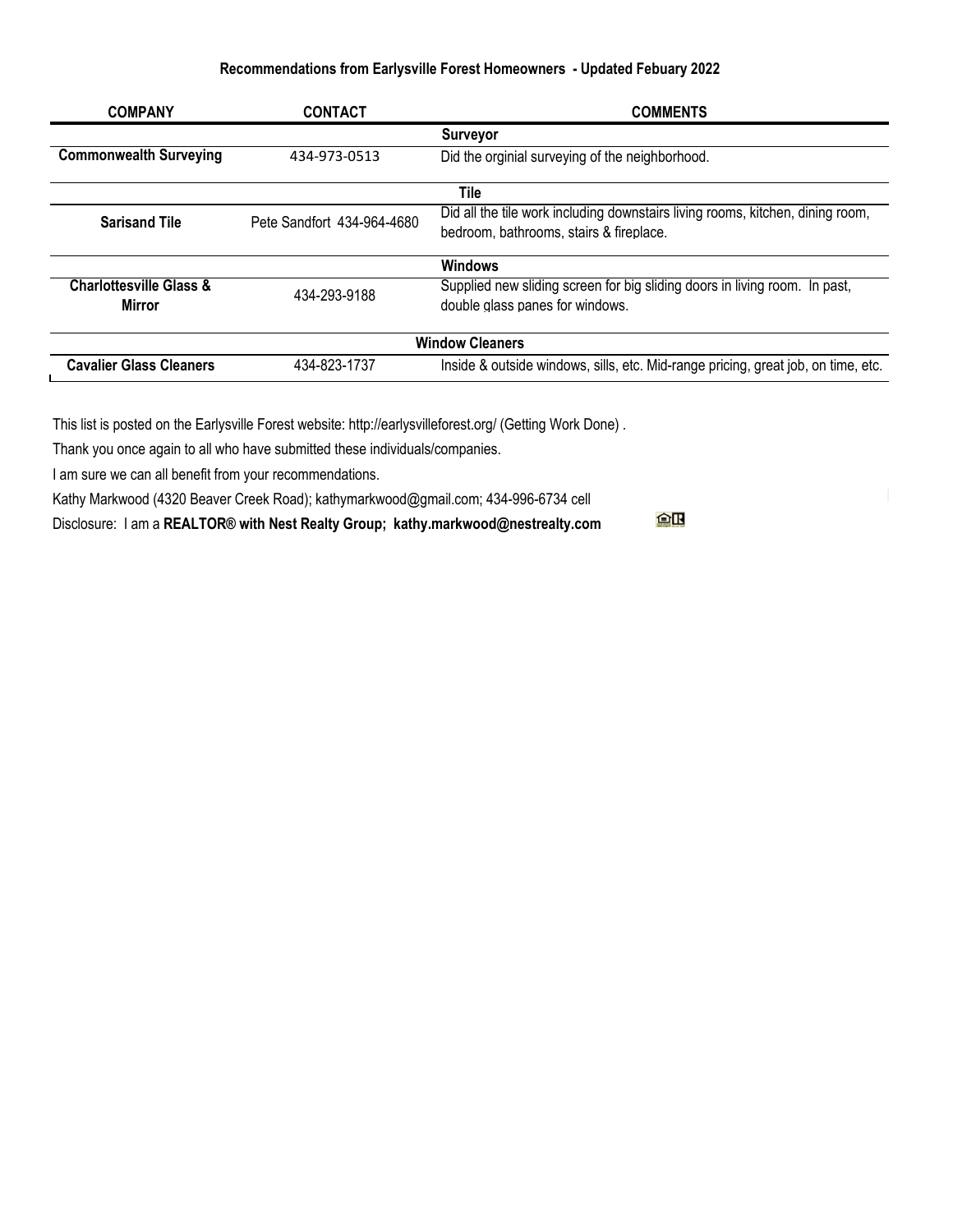**Recommendations from Earlysville Forest Homeowners - Updated Febuary 2022**

| COMPANY | CONTACT | COMMENTS |
|---|---|---|
| | | **Surveyor** |
| **Commonwealth Surveying** | 434-973-0513 | Did the orginial surveying of the neighborhood. |
| | | **Tile** |
| **Sarisand Tile** | Pete Sandfort 434-964-4680 | Did all the tile work including downstairs living rooms, kitchen, dining room, bedroom, bathrooms, stairs & fireplace. |
| | | **Windows** |
| **Charlottesville Glass & Mirror** | 434-293-9188 | Supplied new sliding screen for big sliding doors in living room. In past, double glass panes for windows. |
| | | **Window Cleaners** |
| **Cavalier Glass Cleaners** | 434-823-1737 | Inside & outside windows, sills, etc. Mid-range pricing, great job, on time, etc. |

This list is posted on the Earlysville Forest website: http://earlysvilleforest.org/ (Getting Work Done) .

Thank you once again to all who have submitted these individuals/companies.

I am sure we can all benefit from your recommendations.

Kathy Markwood (4320 Beaver Creek Road); kathymarkwood@gmail.com; 434-996-6734 cell

Disclosure: I am a **REALTOR® with Nest Realty Group; kathy.markwood@nestrealty.com**